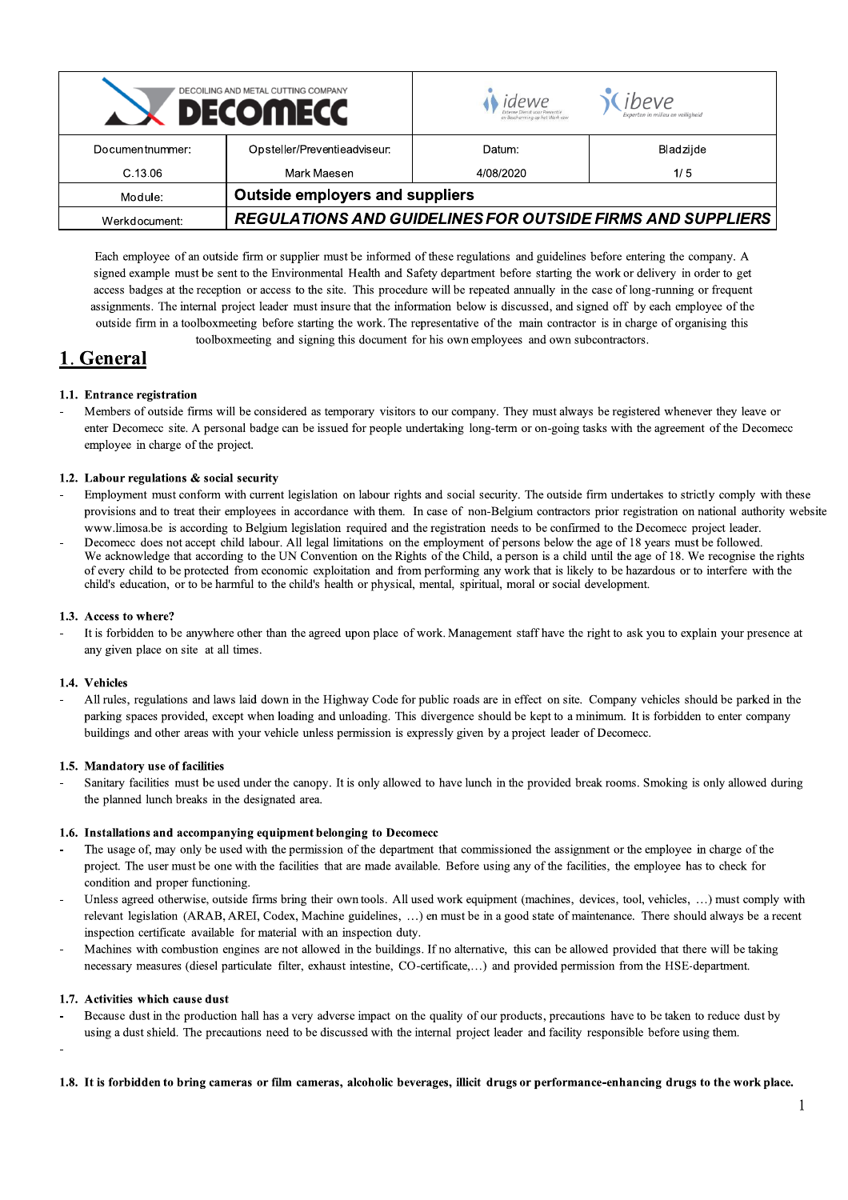| DECOILING AND METAL CUTTING COMPANY DECOMECC | | idewe ibeve | |
|---|---|---|---|
| Documentnummer: C.13.06 | Opsteller/Preventieadviseur: Mark Maesen | Datum: 4/08/2020 | Bladzijde 1/ 5 |
| Module: | Outside employers and suppliers | | |
| Werkdocument: | *REGULATIONS AND GUIDELINES FOR OUTSIDE FIRMS AND SUPPLIERS* | | |

Each employee of an outside firm or supplier must be informed of these regulations and guidelines before entering the company. A signed example must be sent to the Environmental Health and Safety department before starting the work or delivery in order to get access badges at the reception or access to the site. This procedure will be repeated annually in the case of long-running or frequent assignments. The internal project leader must insure that the information below is discussed, and signed off by each employee of the outside firm in a toolboxmeeting before starting the work. The representative of the main contractor is in charge of organising this toolboxmeeting and signing this document for his own employees and own subcontractors.

# 1. General

### 1.1. Entrance registration

- Members of outside firms will be considered as temporary visitors to our company. They must always be registered whenever they leave or enter Decomecc site. A personal badge can be issued for people undertaking long-term or on-going tasks with the agreement of the Decomecc employee in charge of the project.

### 1.2. Labour regulations & social security

- Employment must conform with current legislation on labour rights and social security. The outside firm undertakes to strictly comply with these provisions and to treat their employees in accordance with them. In case of non-Belgium contractors prior registration on national authority website www.limosa.be is according to Belgium legislation required and the registration needs to be confirmed to the Decomecc project leader.
- Decomecc does not accept child labour. All legal limitations on the employment of persons below the age of 18 years must be followed. We acknowledge that according to the UN Convention on the Rights of the Child, a person is a child until the age of 18. We recognise the rights of every child to be protected from economic exploitation and from performing any work that is likely to be hazardous or to interfere with the child's education, or to be harmful to the child's health or physical, mental, spiritual, moral or social development.

### 1.3. Access to where?

- It is forbidden to be anywhere other than the agreed upon place of work. Management staff have the right to ask you to explain your presence at any given place on site at all times.

### 1.4. Vehicles

- All rules, regulations and laws laid down in the Highway Code for public roads are in effect on site. Company vehicles should be parked in the parking spaces provided, except when loading and unloading. This divergence should be kept to a minimum. It is forbidden to enter company buildings and other areas with your vehicle unless permission is expressly given by a project leader of Decomecc.

### 1.5. Mandatory use of facilities

- Sanitary facilities must be used under the canopy. It is only allowed to have lunch in the provided break rooms. Smoking is only allowed during the planned lunch breaks in the designated area.

### 1.6. Installations and accompanying equipment belonging to Decomecc

- The usage of, may only be used with the permission of the department that commissioned the assignment or the employee in charge of the project. The user must be one with the facilities that are made available. Before using any of the facilities, the employee has to check for condition and proper functioning.
- Unless agreed otherwise, outside firms bring their own tools. All used work equipment (machines, devices, tool, vehicles, …) must comply with relevant legislation (ARAB, AREI, Codex, Machine guidelines, …) en must be in a good state of maintenance. There should always be a recent inspection certificate available for material with an inspection duty.
- Machines with combustion engines are not allowed in the buildings. If no alternative, this can be allowed provided that there will be taking necessary measures (diesel particulate filter, exhaust intestine, CO-certificate,…) and provided permission from the HSE-department.

### 1.7. Activities which cause dust

- Because dust in the production hall has a very adverse impact on the quality of our products, precautions have to be taken to reduce dust by using a dust shield. The precautions need to be discussed with the internal project leader and facility responsible before using them.
-

### 1.8. It is forbidden to bring cameras or film cameras, alcoholic beverages, illicit drugs or performance-enhancing drugs to the work place.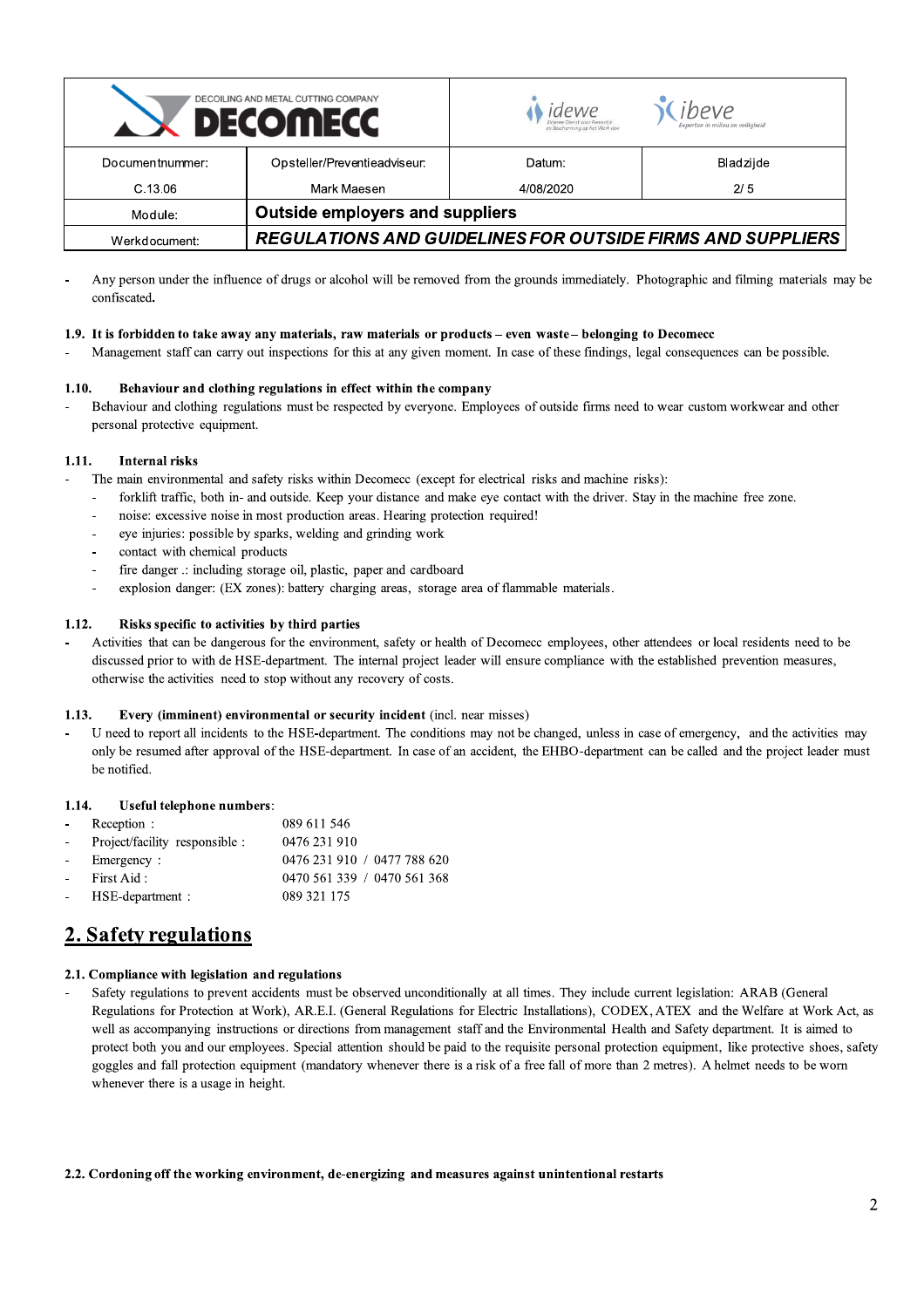| DECOILING AND METAL CUTTING COMPANY DECOMECC | | idewe ibeve | |
|---|---|---|---|
| Documentnummer: C.13.06 | Opsteller/Preventieadviseur: Mark Maesen | Datum: 4/08/2020 | Bladzijde 2/ 5 |
| Module: | **Outside employers and suppliers** | | |
| Werkdocument: | ***REGULATIONS AND GUIDELINES FOR OUTSIDE FIRMS AND SUPPLIERS*** | | |

- Any person under the influence of drugs or alcohol will be removed from the grounds immediately. Photographic and filming materials may be confiscated.

**1.9. It is forbidden to take away any materials, raw materials or products – even waste – belonging to Decomecc**

- Management staff can carry out inspections for this at any given moment. In case of these findings, legal consequences can be possible.

**1.10. Behaviour and clothing regulations in effect within the company**

- Behaviour and clothing regulations must be respected by everyone. Employees of outside firms need to wear custom workwear and other personal protective equipment.

**1.11. Internal risks**

- The main environmental and safety risks within Decomecc (except for electrical risks and machine risks):
  - forklift traffic, both in- and outside. Keep your distance and make eye contact with the driver. Stay in the machine free zone.
  - noise: excessive noise in most production areas. Hearing protection required!
  - eye injuries: possible by sparks, welding and grinding work
  - contact with chemical products
  - fire danger .: including storage oil, plastic, paper and cardboard
  - explosion danger: (EX zones): battery charging areas, storage area of flammable materials.

**1.12. Risks specific to activities by third parties**

- Activities that can be dangerous for the environment, safety or health of Decomecc employees, other attendees or local residents need to be discussed prior to with de HSE-department. The internal project leader will ensure compliance with the established prevention measures, otherwise the activities need to stop without any recovery of costs.

**1.13. Every (imminent) environmental or security incident** (incl. near misses)

- U need to report all incidents to the HSE-department. The conditions may not be changed, unless in case of emergency, and the activities may only be resumed after approval of the HSE-department. In case of an accident, the EHBO-department can be called and the project leader must be notified.

**1.14. Useful telephone numbers**:

- Reception : 089 611 546
- Project/facility responsible : 0476 231 910
- Emergency : 0476 231 910 / 0477 788 620
- First Aid : 0470 561 339 / 0470 561 368
- HSE-department : 089 321 175

## 2. Safety regulations

**2.1. Compliance with legislation and regulations**

- Safety regulations to prevent accidents must be observed unconditionally at all times. They include current legislation: ARAB (General Regulations for Protection at Work), AR.E.I. (General Regulations for Electric Installations), CODEX, ATEX and the Welfare at Work Act, as well as accompanying instructions or directions from management staff and the Environmental Health and Safety department. It is aimed to protect both you and our employees. Special attention should be paid to the requisite personal protection equipment, like protective shoes, safety goggles and fall protection equipment (mandatory whenever there is a risk of a free fall of more than 2 metres). A helmet needs to be worn whenever there is a usage in height.

**2.2. Cordoning off the working environment, de-energizing and measures against unintentional restarts**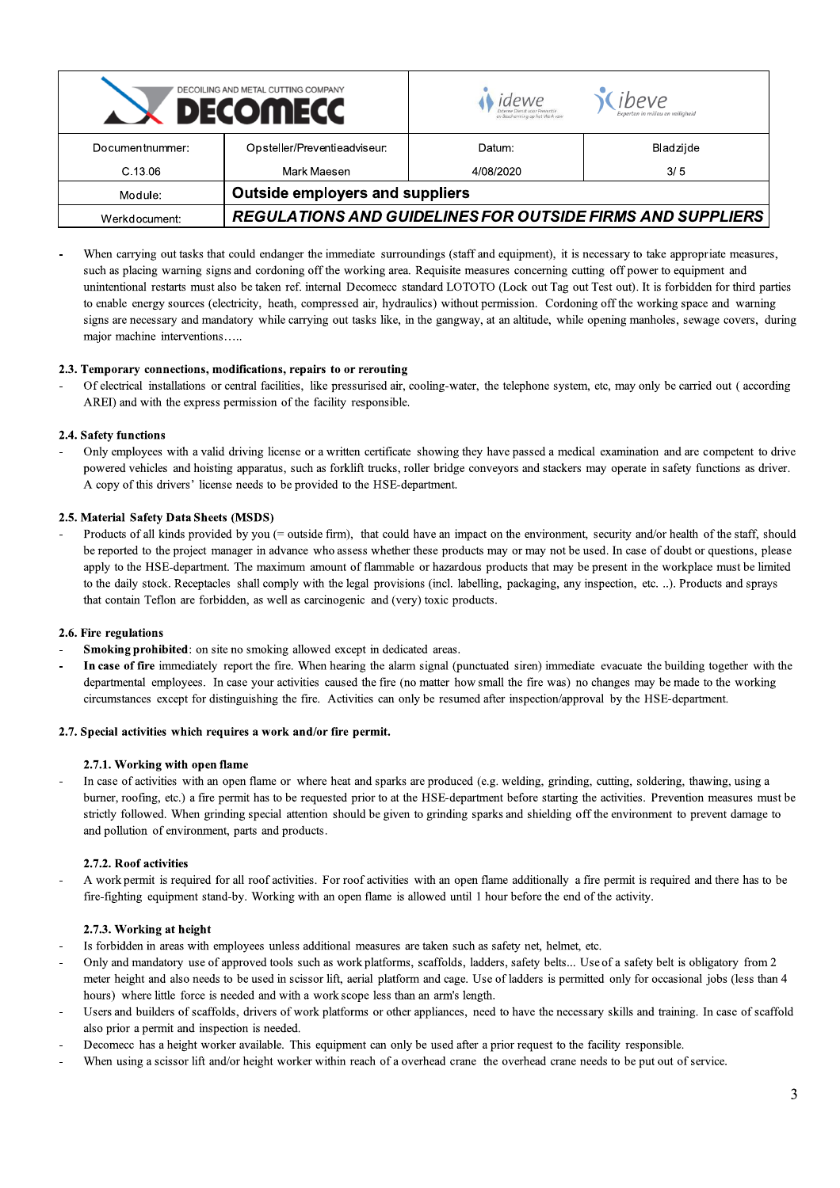- When carrying out tasks that could endanger the immediate surroundings (staff and equipment), it is necessary to take appropriate measures, such as placing warning signs and cordoning off the working area. Requisite measures concerning cutting off power to equipment and unintentional restarts must also be taken ref. internal Decomecc standard LOTOTO (Lock out Tag out Test out). It is forbidden for third parties to enable energy sources (electricity, heath, compressed air, hydraulics) without permission. Cordoning off the working space and warning signs are necessary and mandatory while carrying out tasks like, in the gangway, at an altitude, while opening manholes, sewage covers, during major machine interventions…..

### 2.3. Temporary connections, modifications, repairs to or rerouting

- Of electrical installations or central facilities, like pressurised air, cooling-water, the telephone system, etc, may only be carried out ( according AREI) and with the express permission of the facility responsible.

### 2.4. Safety functions

- Only employees with a valid driving license or a written certificate showing they have passed a medical examination and are competent to drive powered vehicles and hoisting apparatus, such as forklift trucks, roller bridge conveyors and stackers may operate in safety functions as driver. A copy of this drivers' license needs to be provided to the HSE-department.

### 2.5. Material Safety Data Sheets (MSDS)

- Products of all kinds provided by you (= outside firm), that could have an impact on the environment, security and/or health of the staff, should be reported to the project manager in advance who assess whether these products may or may not be used. In case of doubt or questions, please apply to the HSE-department. The maximum amount of flammable or hazardous products that may be present in the workplace must be limited to the daily stock. Receptacles shall comply with the legal provisions (incl. labelling, packaging, any inspection, etc. ..). Products and sprays that contain Teflon are forbidden, as well as carcinogenic and (very) toxic products.

### 2.6. Fire regulations

- **Smoking prohibited**: on site no smoking allowed except in dedicated areas.
- **In case of fire** immediately report the fire. When hearing the alarm signal (punctuated siren) immediate evacuate the building together with the departmental employees. In case your activities caused the fire (no matter how small the fire was) no changes may be made to the working circumstances except for distinguishing the fire. Activities can only be resumed after inspection/approval by the HSE-department.

### 2.7. Special activities which requires a work and/or fire permit.

#### 2.7.1. Working with open flame

- In case of activities with an open flame or where heat and sparks are produced (e.g. welding, grinding, cutting, soldering, thawing, using a burner, roofing, etc.) a fire permit has to be requested prior to at the HSE-department before starting the activities. Prevention measures must be strictly followed. When grinding special attention should be given to grinding sparks and shielding off the environment to prevent damage to and pollution of environment, parts and products.

#### 2.7.2. Roof activities

- A work permit is required for all roof activities. For roof activities with an open flame additionally a fire permit is required and there has to be fire-fighting equipment stand-by. Working with an open flame is allowed until 1 hour before the end of the activity.

#### 2.7.3. Working at height

- Is forbidden in areas with employees unless additional measures are taken such as safety net, helmet, etc.
- Only and mandatory use of approved tools such as work platforms, scaffolds, ladders, safety belts... Use of a safety belt is obligatory from 2 meter height and also needs to be used in scissor lift, aerial platform and cage. Use of ladders is permitted only for occasional jobs (less than 4 hours) where little force is needed and with a work scope less than an arm's length.
- Users and builders of scaffolds, drivers of work platforms or other appliances, need to have the necessary skills and training. In case of scaffold also prior a permit and inspection is needed.
- Decomecc has a height worker available. This equipment can only be used after a prior request to the facility responsible.
- When using a scissor lift and/or height worker within reach of a overhead crane the overhead crane needs to be put out of service.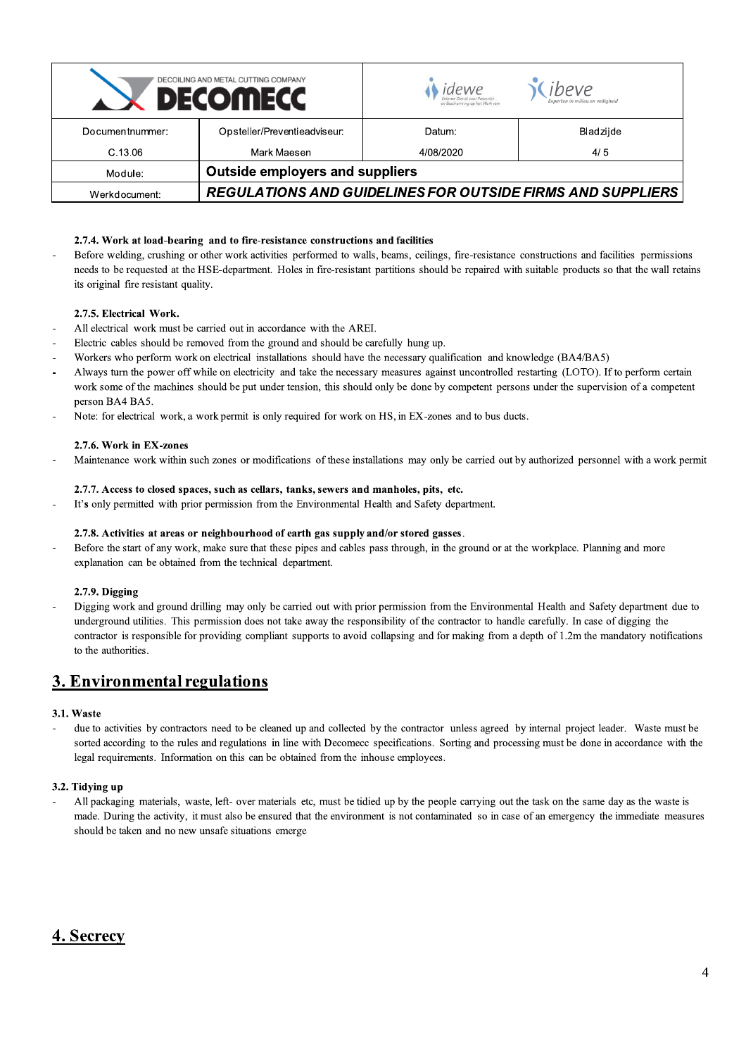#### 2.7.4. Work at load-bearing and to fire-resistance constructions and facilities

- Before welding, crushing or other work activities performed to walls, beams, ceilings, fire-resistance constructions and facilities permissions needs to be requested at the HSE-department. Holes in fire-resistant partitions should be repaired with suitable products so that the wall retains its original fire resistant quality.

#### 2.7.5. Electrical Work.

- All electrical work must be carried out in accordance with the AREI.
- Electric cables should be removed from the ground and should be carefully hung up.
- Workers who perform work on electrical installations should have the necessary qualification and knowledge (BA4/BA5)
- Always turn the power off while on electricity and take the necessary measures against uncontrolled restarting (LOTO). If to perform certain work some of the machines should be put under tension, this should only be done by competent persons under the supervision of a competent person BA4 BA5.
- Note: for electrical work, a work permit is only required for work on HS, in EX-zones and to bus ducts.

#### 2.7.6. Work in EX-zones

- Maintenance work within such zones or modifications of these installations may only be carried out by authorized personnel with a work permit

#### 2.7.7. Access to closed spaces, such as cellars, tanks, sewers and manholes, pits, etc.

- It's only permitted with prior permission from the Environmental Health and Safety department.

#### 2.7.8. Activities at areas or neighbourhood of earth gas supply and/or stored gasses.

- Before the start of any work, make sure that these pipes and cables pass through, in the ground or at the workplace. Planning and more explanation can be obtained from the technical department.

#### 2.7.9. Digging

- Digging work and ground drilling may only be carried out with prior permission from the Environmental Health and Safety department due to underground utilities. This permission does not take away the responsibility of the contractor to handle carefully. In case of digging the contractor is responsible for providing compliant supports to avoid collapsing and for making from a depth of 1.2m the mandatory notifications to the authorities.

## 3. Environmental regulations

### 3.1. Waste

- due to activities by contractors need to be cleaned up and collected by the contractor unless agreed by internal project leader. Waste must be sorted according to the rules and regulations in line with Decomecc specifications. Sorting and processing must be done in accordance with the legal requirements. Information on this can be obtained from the inhouse employees.

### 3.2. Tidying up

- All packaging materials, waste, left- over materials etc, must be tidied up by the people carrying out the task on the same day as the waste is made. During the activity, it must also be ensured that the environment is not contaminated so in case of an emergency the immediate measures should be taken and no new unsafe situations emerge

## 4. Secrecy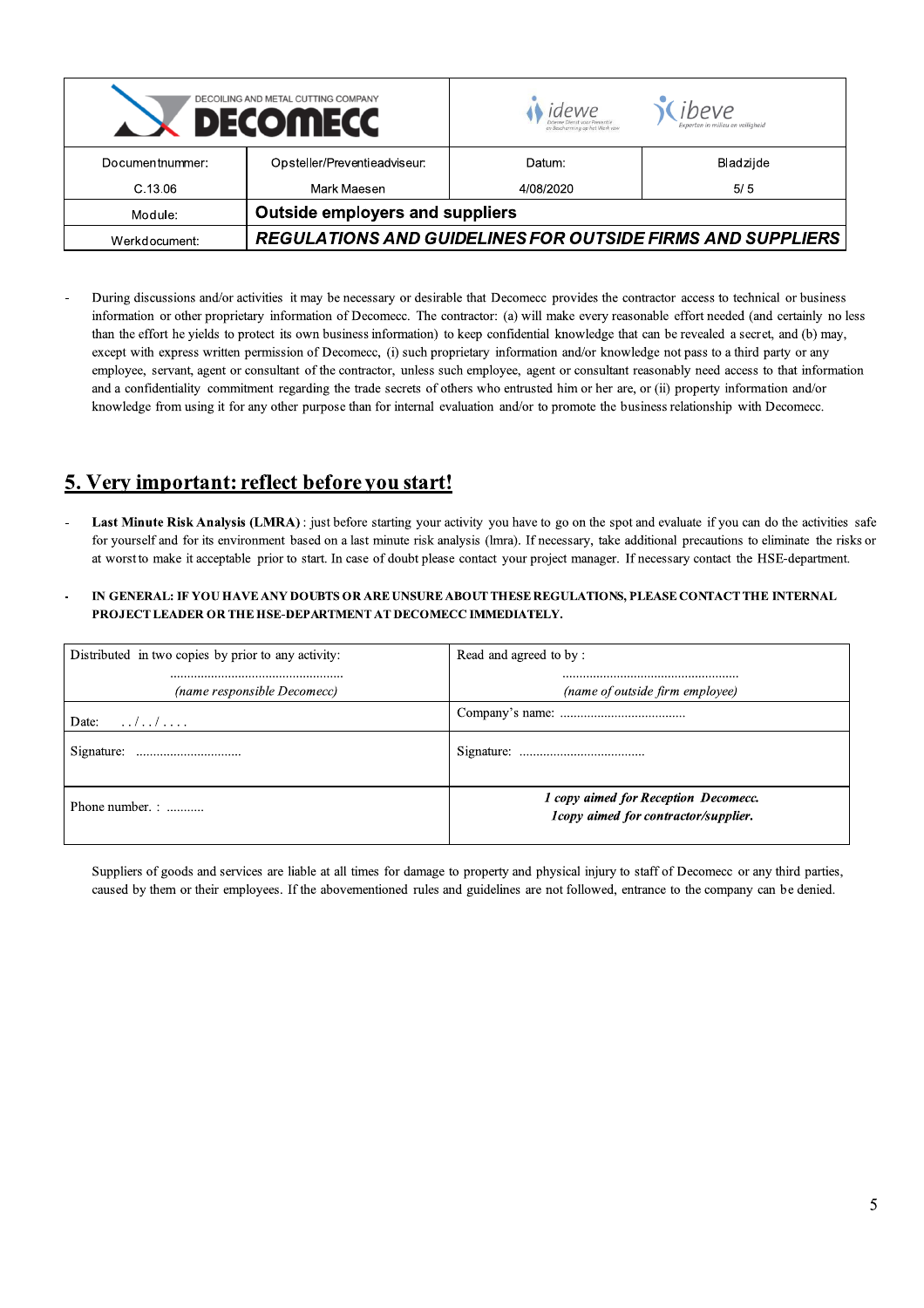- During discussions and/or activities it may be necessary or desirable that Decomecc provides the contractor access to technical or business information or other proprietary information of Decomecc. The contractor: (a) will make every reasonable effort needed (and certainly no less than the effort he yields to protect its own business information) to keep confidential knowledge that can be revealed a secret, and (b) may, except with express written permission of Decomecc, (i) such proprietary information and/or knowledge not pass to a third party or any employee, servant, agent or consultant of the contractor, unless such employee, agent or consultant reasonably need access to that information and a confidentiality commitment regarding the trade secrets of others who entrusted him or her are, or (ii) property information and/or knowledge from using it for any other purpose than for internal evaluation and/or to promote the business relationship with Decomecc.

## 5. Very important: reflect before you start!

- **Last Minute Risk Analysis (LMRA)** : just before starting your activity you have to go on the spot and evaluate if you can do the activities safe for yourself and for its environment based on a last minute risk analysis (lmra). If necessary, take additional precautions to eliminate the risks or at worst to make it acceptable prior to start. In case of doubt please contact your project manager. If necessary contact the HSE-department.

- **IN GENERAL: IF YOU HAVE ANY DOUBTS OR ARE UNSURE ABOUT THESE REGULATIONS, PLEASE CONTACT THE INTERNAL PROJECT LEADER OR THE HSE-DEPARTMENT AT DECOMECC IMMEDIATELY.**

| | |
|---|---|
| Distributed in two copies by prior to any activity: ................................................... *(name responsible Decomecc)* | Read and agreed to by : ................................................... *(name of outside firm employee)* |
| Date: . . / . . / . . . . | Company's name: ..................................... |
| Signature: ............................... | Signature: ..................................... |
| Phone number. : .......... | ***1 copy aimed for Reception Decomecc.*** ***1copy aimed for contractor/supplier.*** |

Suppliers of goods and services are liable at all times for damage to property and physical injury to staff of Decomecc or any third parties, caused by them or their employees. If the abovementioned rules and guidelines are not followed, entrance to the company can be denied.